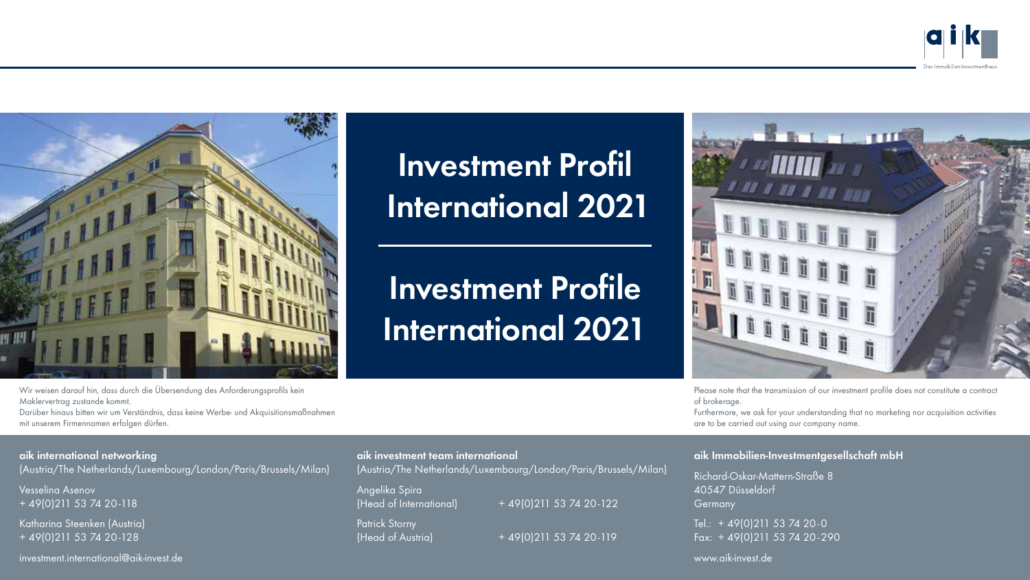# Investment Profil International 2021

# Investment Profile International 2021

Wir weisen darauf hin, dass durch die Übersendung des Anforderungsprofils kein Maklervertrag zustande kommt.
Darüber hinaus bitten wir um Verständnis, dass keine Werbe- und Akquisitionsmaßnahmen mit unserem Firmennamen erfolgen dürfen.

Please note that the transmission of our investment profile does not constitute a contract of brokerage.
Furthermore, we ask for your understanding that no marketing nor acquisition activities are to be carried out using our company name.

**aik international networking**
(Austria/The Netherlands/Luxembourg/London/Paris/Brussels/Milan)

Vesselina Asenov
+ 49(0)211 53 74 20-118

Katharina Steenken (Austria)
+ 49(0)211 53 74 20-128

investment.international@aik-invest.de

**aik investment team international**
(Austria/The Netherlands/Luxembourg/London/Paris/Brussels/Milan)

Angelika Spira
(Head of International) + 49(0)211 53 74 20-122

Patrick Storny
(Head of Austria) + 49(0)211 53 74 20-119

**aik Immobilien-Investmentgesellschaft mbH**

Richard-Oskar-Mattern-Straße 8
40547 Düsseldorf
Germany

Tel.: + 49(0)211 53 74 20-0
Fax: + 49(0)211 53 74 20-290

www.aik-invest.de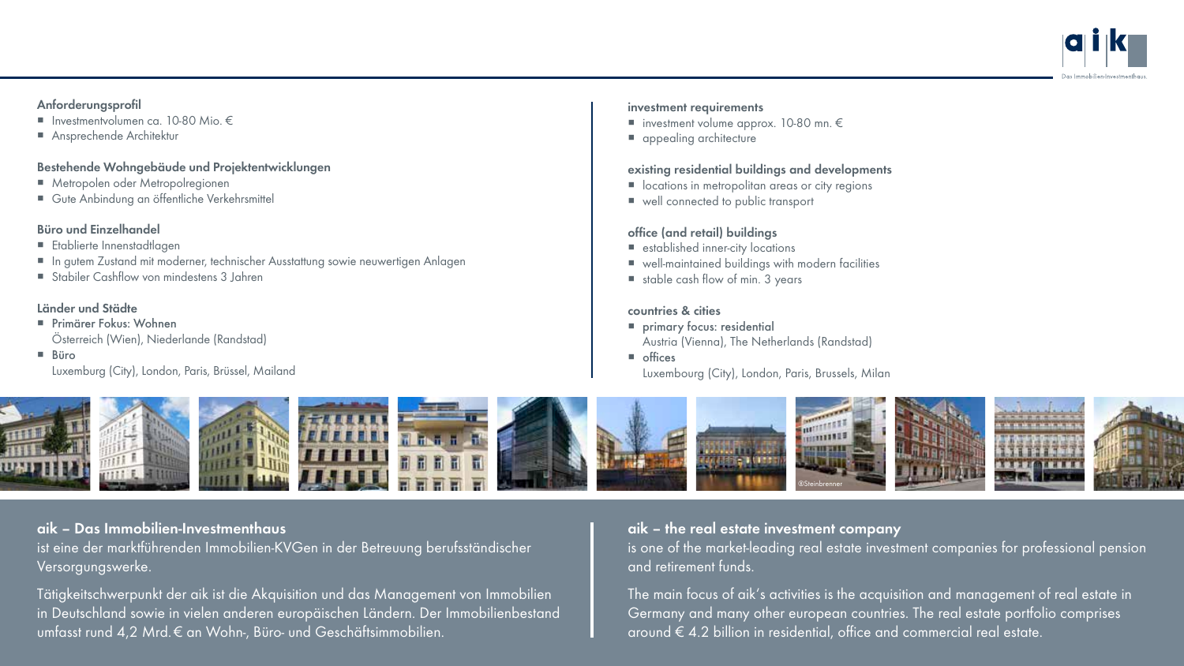## Anforderungsprofil

- Investmentvolumen ca. 10-80 Mio. €
- Ansprechende Architektur

## Bestehende Wohngebäude und Projektentwicklungen

- Metropolen oder Metropolregionen
- Gute Anbindung an öffentliche Verkehrsmittel

## Büro und Einzelhandel

- Etablierte Innenstadtlagen
- In gutem Zustand mit moderner, technischer Ausstattung sowie neuwertigen Anlagen
- Stabiler Cashflow von mindestens 3 Jahren

## Länder und Städte

- **Primärer Fokus: Wohnen**
  Österreich (Wien), Niederlande (Randstad)
- **Büro**
  Luxemburg (City), London, Paris, Brüssel, Mailand

## investment requirements

- investment volume approx. 10-80 mn. €
- appealing architecture

## existing residential buildings and developments

- locations in metropolitan areas or city regions
- well connected to public transport

## office (and retail) buildings

- established inner-city locations
- well-maintained buildings with modern facilities
- stable cash flow of min. 3 years

## countries & cities

- **primary focus: residential**
  Austria (Vienna), The Netherlands (Randstad)
- **offices**
  Luxembourg (City), London, Paris, Brussels, Milan

©Steinbrenner

## aik – Das Immobilien-Investmenthaus

ist eine der marktführenden Immobilien-KVGen in der Betreuung berufsständischer Versorgungswerke.

Tätigkeitschwerpunkt der aik ist die Akquisition und das Management von Immobilien in Deutschland sowie in vielen anderen europäischen Ländern. Der Immobilienbestand umfasst rund 4,2 Mrd. € an Wohn-, Büro- und Geschäftsimmobilien.

## aik – the real estate investment company

is one of the market-leading real estate investment companies for professional pension and retirement funds.

The main focus of aik's activities is the acquisition and management of real estate in Germany and many other european countries. The real estate portfolio comprises around € 4.2 billion in residential, office and commercial real estate.